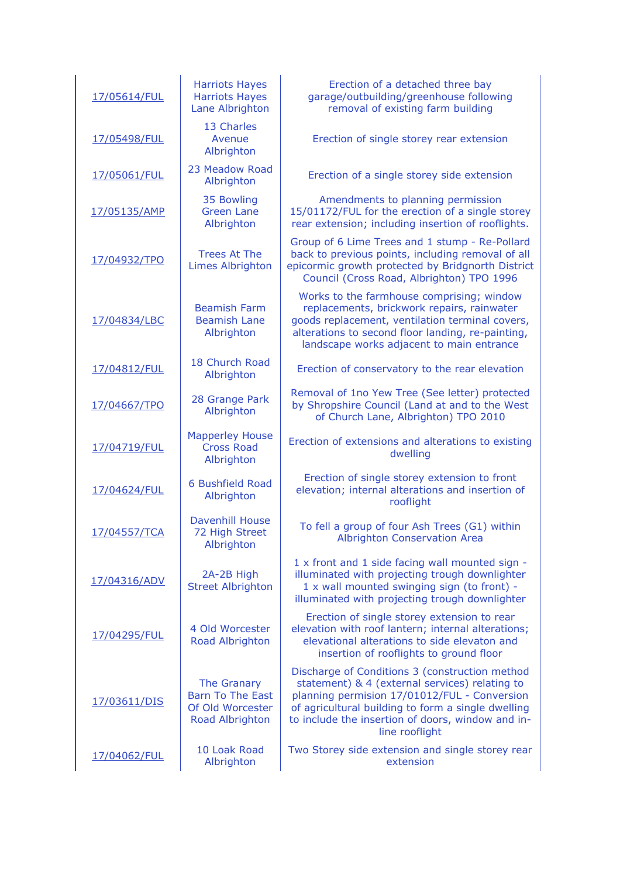| | | |
|---|---|---|
| 17/05614/FUL | Harriots Hayes Harriots Hayes Lane Albrighton | Erection of a detached three bay garage/outbuilding/greenhouse following removal of existing farm building |
| 17/05498/FUL | 13 Charles Avenue Albrighton | Erection of single storey rear extension |
| 17/05061/FUL | 23 Meadow Road Albrighton | Erection of a single storey side extension |
| 17/05135/AMP | 35 Bowling Green Lane Albrighton | Amendments to planning permission 15/01172/FUL for the erection of a single storey rear extension; including insertion of rooflights. |
| 17/04932/TPO | Trees At The Limes Albrighton | Group of 6 Lime Trees and 1 stump - Re-Pollard back to previous points, including removal of all epicormic growth protected by Bridgnorth District Council (Cross Road, Albrighton) TPO 1996 |
| 17/04834/LBC | Beamish Farm Beamish Lane Albrighton | Works to the farmhouse comprising; window replacements, brickwork repairs, rainwater goods replacement, ventilation terminal covers, alterations to second floor landing, re-painting, landscape works adjacent to main entrance |
| 17/04812/FUL | 18 Church Road Albrighton | Erection of conservatory to the rear elevation |
| 17/04667/TPO | 28 Grange Park Albrighton | Removal of 1no Yew Tree (See letter) protected by Shropshire Council (Land at and to the West of Church Lane, Albrighton) TPO 2010 |
| 17/04719/FUL | Mapperley House Cross Road Albrighton | Erection of extensions and alterations to existing dwelling |
| 17/04624/FUL | 6 Bushfield Road Albrighton | Erection of single storey extension to front elevation; internal alterations and insertion of rooflight |
| 17/04557/TCA | Davenhill House 72 High Street Albrighton | To fell a group of four Ash Trees (G1) within Albrighton Conservation Area |
| 17/04316/ADV | 2A-2B High Street Albrighton | 1 x front and 1 side facing wall mounted sign - illuminated with projecting trough downlighter 1 x wall mounted swinging sign (to front) - illuminated with projecting trough downlighter |
| 17/04295/FUL | 4 Old Worcester Road Albrighton | Erection of single storey extension to rear elevation with roof lantern; internal alterations; elevational alterations to side elevaton and insertion of rooflights to ground floor |
| 17/03611/DIS | The Granary Barn To The East Of Old Worcester Road Albrighton | Discharge of Conditions 3 (construction method statement) & 4 (external services) relating to planning permision 17/01012/FUL - Conversion of agricultural building to form a single dwelling to include the insertion of doors, window and in-line rooflight |
| 17/04062/FUL | 10 Loak Road Albrighton | Two Storey side extension and single storey rear extension |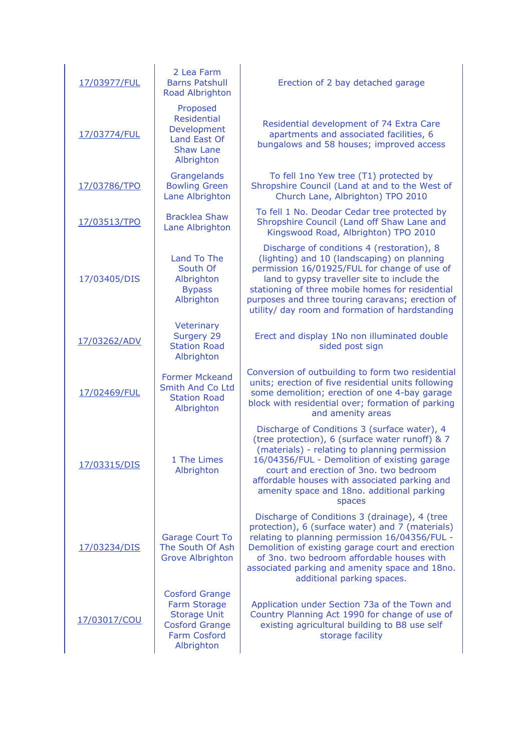| | | |
|---|---|---|
| 17/03977/FUL | 2 Lea Farm Barns Patshull Road Albrighton | Erection of 2 bay detached garage |
| 17/03774/FUL | Proposed Residential Development Land East Of Shaw Lane Albrighton | Residential development of 74 Extra Care apartments and associated facilities, 6 bungalows and 58 houses; improved access |
| 17/03786/TPO | Grangelands Bowling Green Lane Albrighton | To fell 1no Yew tree (T1) protected by Shropshire Council (Land at and to the West of Church Lane, Albrighton) TPO 2010 |
| 17/03513/TPO | Bracklea Shaw Lane Albrighton | To fell 1 No. Deodar Cedar tree protected by Shropshire Council (Land off Shaw Lane and Kingswood Road, Albrighton) TPO 2010 |
| 17/03405/DIS | Land To The South Of Albrighton Bypass Albrighton | Discharge of conditions 4 (restoration), 8 (lighting) and 10 (landscaping) on planning permission 16/01925/FUL for change of use of land to gypsy traveller site to include the stationing of three mobile homes for residential purposes and three touring caravans; erection of utility/ day room and formation of hardstanding |
| 17/03262/ADV | Veterinary Surgery 29 Station Road Albrighton | Erect and display 1No non illuminated double sided post sign |
| 17/02469/FUL | Former Mckeand Smith And Co Ltd Station Road Albrighton | Conversion of outbuilding to form two residential units; erection of five residential units following some demolition; erection of one 4-bay garage block with residential over; formation of parking and amenity areas |
| 17/03315/DIS | 1 The Limes Albrighton | Discharge of Conditions 3 (surface water), 4 (tree protection), 6 (surface water runoff) & 7 (materials) - relating to planning permission 16/04356/FUL - Demolition of existing garage court and erection of 3no. two bedroom affordable houses with associated parking and amenity space and 18no. additional parking spaces |
| 17/03234/DIS | Garage Court To The South Of Ash Grove Albrighton | Discharge of Conditions 3 (drainage), 4 (tree protection), 6 (surface water) and 7 (materials) relating to planning permission 16/04356/FUL - Demolition of existing garage court and erection of 3no. two bedroom affordable houses with associated parking and amenity space and 18no. additional parking spaces. |
| 17/03017/COU | Cosford Grange Farm Storage Storage Unit Cosford Grange Farm Cosford Albrighton | Application under Section 73a of the Town and Country Planning Act 1990 for change of use of existing agricultural building to B8 use self storage facility |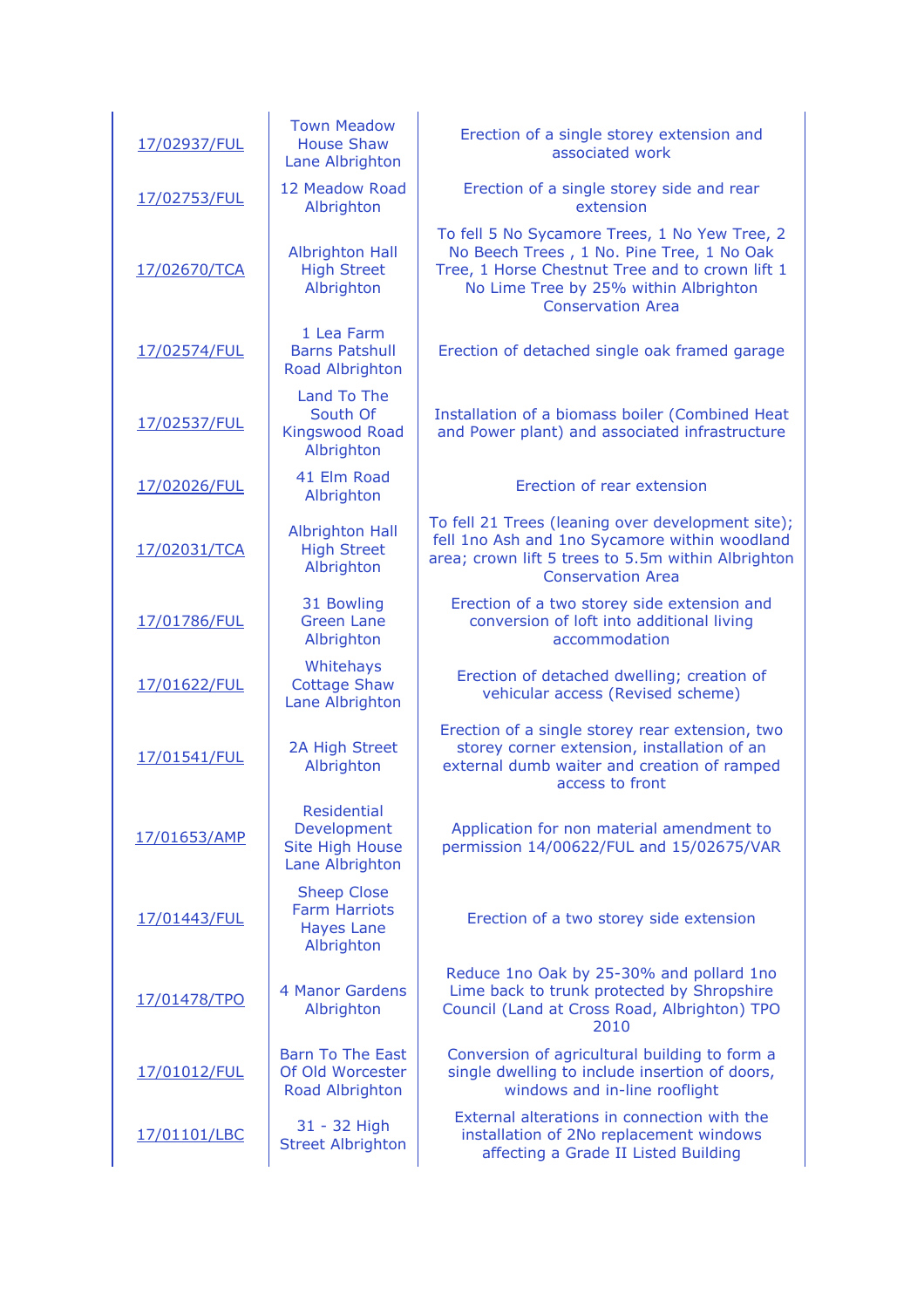| | | |
|---|---|---|
| 17/02937/FUL | Town Meadow House Shaw Lane Albrighton | Erection of a single storey extension and associated work |
| 17/02753/FUL | 12 Meadow Road Albrighton | Erection of a single storey side and rear extension |
| 17/02670/TCA | Albrighton Hall High Street Albrighton | To fell 5 No Sycamore Trees, 1 No Yew Tree, 2 No Beech Trees , 1 No. Pine Tree, 1 No Oak Tree, 1 Horse Chestnut Tree and to crown lift 1 No Lime Tree by 25% within Albrighton Conservation Area |
| 17/02574/FUL | 1 Lea Farm Barns Patshull Road Albrighton | Erection of detached single oak framed garage |
| 17/02537/FUL | Land To The South Of Kingswood Road Albrighton | Installation of a biomass boiler (Combined Heat and Power plant) and associated infrastructure |
| 17/02026/FUL | 41 Elm Road Albrighton | Erection of rear extension |
| 17/02031/TCA | Albrighton Hall High Street Albrighton | To fell 21 Trees (leaning over development site); fell 1no Ash and 1no Sycamore within woodland area; crown lift 5 trees to 5.5m within Albrighton Conservation Area |
| 17/01786/FUL | 31 Bowling Green Lane Albrighton | Erection of a two storey side extension and conversion of loft into additional living accommodation |
| 17/01622/FUL | Whitehays Cottage Shaw Lane Albrighton | Erection of detached dwelling; creation of vehicular access (Revised scheme) |
| 17/01541/FUL | 2A High Street Albrighton | Erection of a single storey rear extension, two storey corner extension, installation of an external dumb waiter and creation of ramped access to front |
| 17/01653/AMP | Residential Development Site High House Lane Albrighton | Application for non material amendment to permission 14/00622/FUL and 15/02675/VAR |
| 17/01443/FUL | Sheep Close Farm Harriots Hayes Lane Albrighton | Erection of a two storey side extension |
| 17/01478/TPO | 4 Manor Gardens Albrighton | Reduce 1no Oak by 25-30% and pollard 1no Lime back to trunk protected by Shropshire Council (Land at Cross Road, Albrighton) TPO 2010 |
| 17/01012/FUL | Barn To The East Of Old Worcester Road Albrighton | Conversion of agricultural building to form a single dwelling to include insertion of doors, windows and in-line rooflight |
| 17/01101/LBC | 31 - 32 High Street Albrighton | External alterations in connection with the installation of 2No replacement windows affecting a Grade II Listed Building |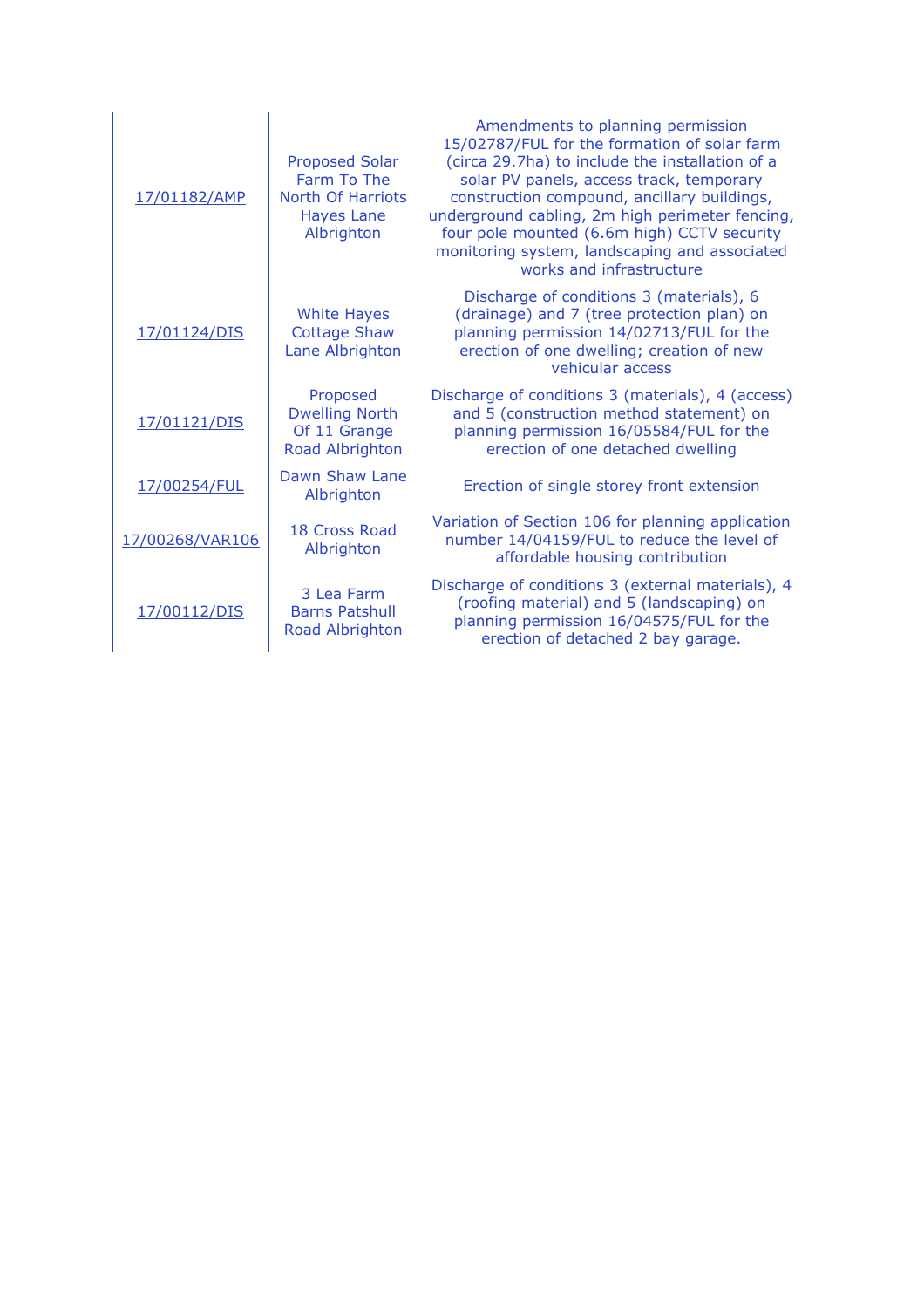| | | |
|---|---|---|
| 17/01182/AMP | Proposed Solar Farm To The North Of Harriots Hayes Lane Albrighton | Amendments to planning permission 15/02787/FUL for the formation of solar farm (circa 29.7ha) to include the installation of a solar PV panels, access track, temporary construction compound, ancillary buildings, underground cabling, 2m high perimeter fencing, four pole mounted (6.6m high) CCTV security monitoring system, landscaping and associated works and infrastructure |
| 17/01124/DIS | White Hayes Cottage Shaw Lane Albrighton | Discharge of conditions 3 (materials), 6 (drainage) and 7 (tree protection plan) on planning permission 14/02713/FUL for the erection of one dwelling; creation of new vehicular access |
| 17/01121/DIS | Proposed Dwelling North Of 11 Grange Road Albrighton | Discharge of conditions 3 (materials), 4 (access) and 5 (construction method statement) on planning permission 16/05584/FUL for the erection of one detached dwelling |
| 17/00254/FUL | Dawn Shaw Lane Albrighton | Erection of single storey front extension |
| 17/00268/VAR106 | 18 Cross Road Albrighton | Variation of Section 106 for planning application number 14/04159/FUL to reduce the level of affordable housing contribution |
| 17/00112/DIS | 3 Lea Farm Barns Patshull Road Albrighton | Discharge of conditions 3 (external materials), 4 (roofing material) and 5 (landscaping) on planning permission 16/04575/FUL for the erection of detached 2 bay garage. |